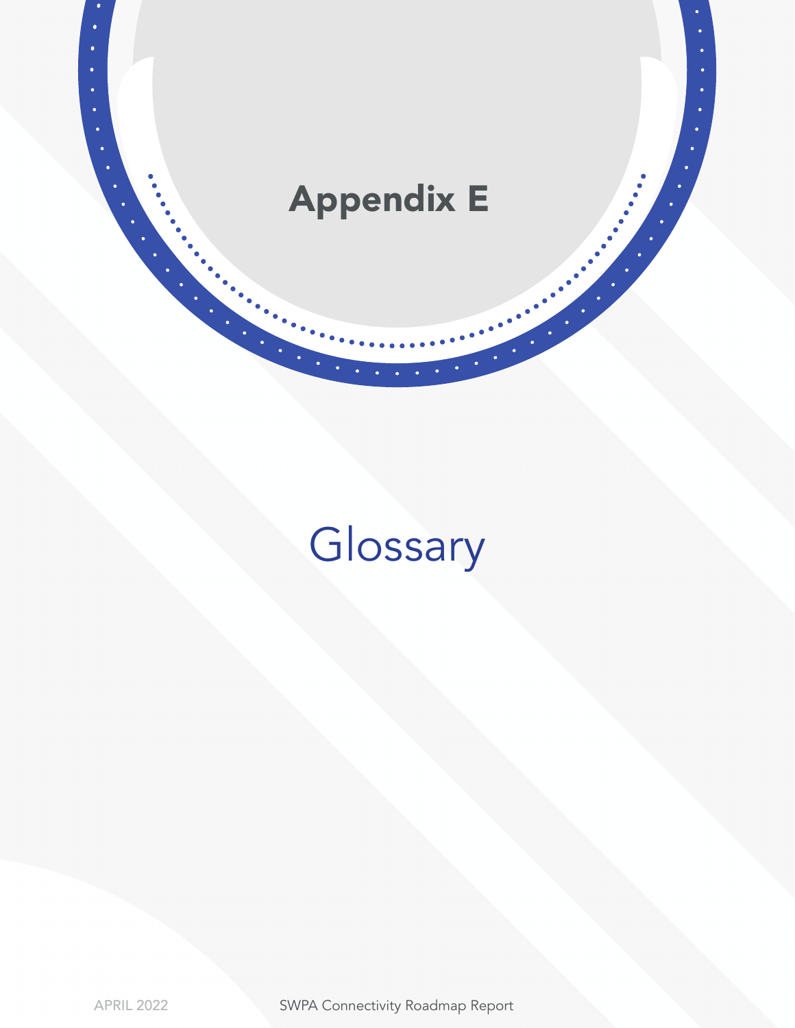# Appendix E

# Glossary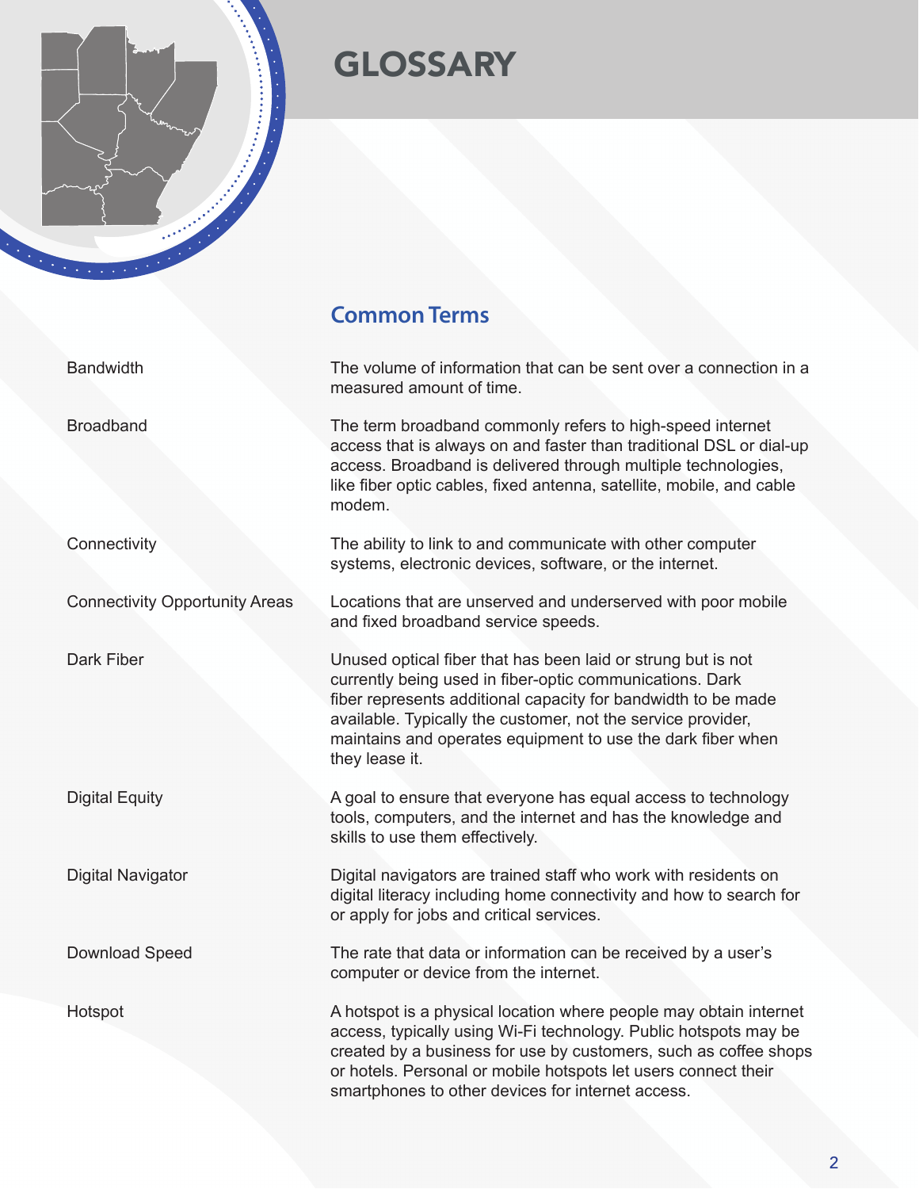# GLOSSARY

## Common Terms

| Term | Definition |
|---|---|
| Bandwidth | The volume of information that can be sent over a connection in a measured amount of time. |
| Broadband | The term broadband commonly refers to high-speed internet access that is always on and faster than traditional DSL or dial-up access. Broadband is delivered through multiple technologies, like fiber optic cables, fixed antenna, satellite, mobile, and cable modem. |
| Connectivity | The ability to link to and communicate with other computer systems, electronic devices, software, or the internet. |
| Connectivity Opportunity Areas | Locations that are unserved and underserved with poor mobile and fixed broadband service speeds. |
| Dark Fiber | Unused optical fiber that has been laid or strung but is not currently being used in fiber-optic communications. Dark fiber represents additional capacity for bandwidth to be made available. Typically the customer, not the service provider, maintains and operates equipment to use the dark fiber when they lease it. |
| Digital Equity | A goal to ensure that everyone has equal access to technology tools, computers, and the internet and has the knowledge and skills to use them effectively. |
| Digital Navigator | Digital navigators are trained staff who work with residents on digital literacy including home connectivity and how to search for or apply for jobs and critical services. |
| Download Speed | The rate that data or information can be received by a user's computer or device from the internet. |
| Hotspot | A hotspot is a physical location where people may obtain internet access, typically using Wi-Fi technology. Public hotspots may be created by a business for use by customers, such as coffee shops or hotels. Personal or mobile hotspots let users connect their smartphones to other devices for internet access. |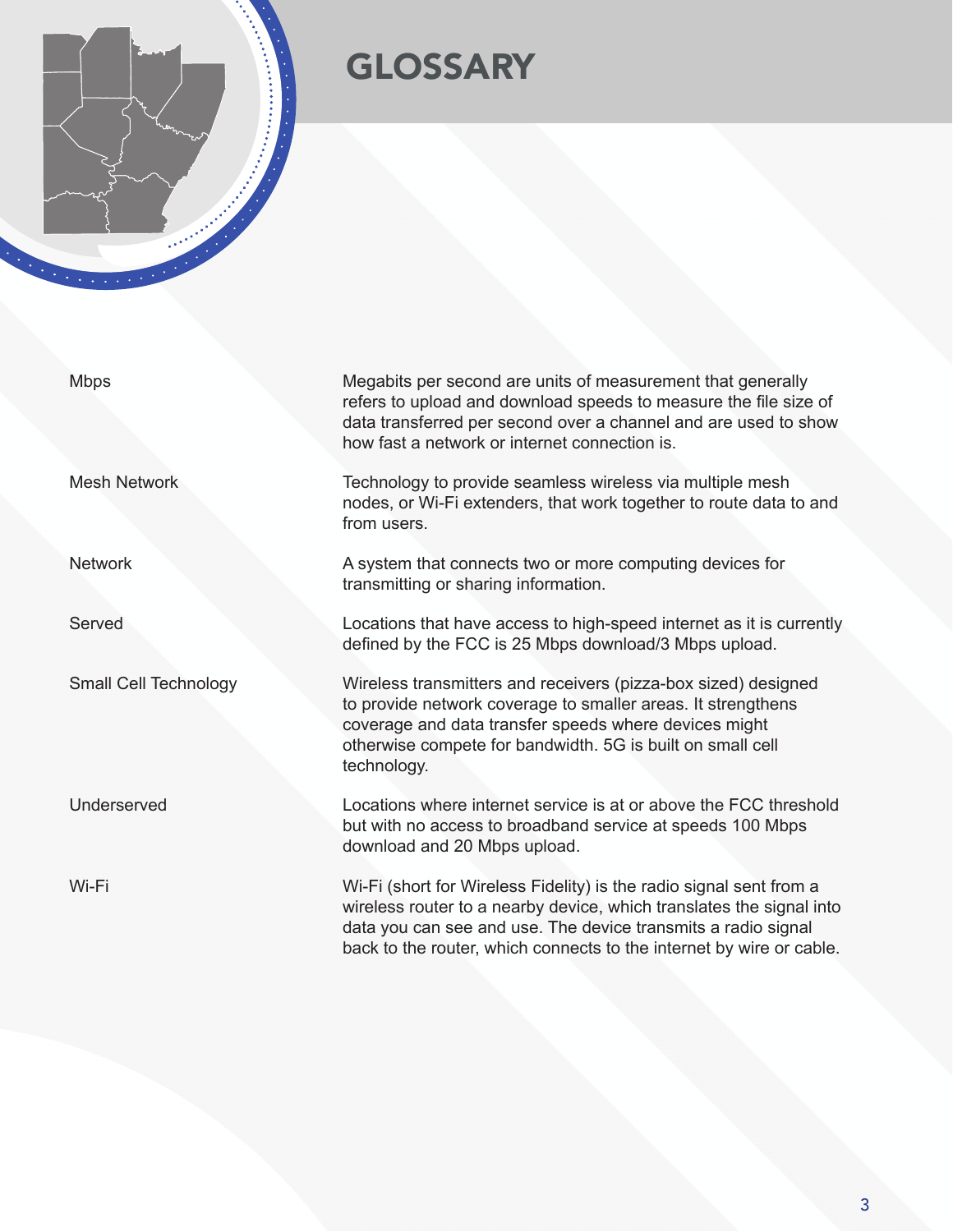# GLOSSARY

| Term | Definition |
| --- | --- |
| Mbps | Megabits per second are units of measurement that generally refers to upload and download speeds to measure the file size of data transferred per second over a channel and are used to show how fast a network or internet connection is. |
| Mesh Network | Technology to provide seamless wireless via multiple mesh nodes, or Wi-Fi extenders, that work together to route data to and from users. |
| Network | A system that connects two or more computing devices for transmitting or sharing information. |
| Served | Locations that have access to high-speed internet as it is currently defined by the FCC is 25 Mbps download/3 Mbps upload. |
| Small Cell Technology | Wireless transmitters and receivers (pizza-box sized) designed to provide network coverage to smaller areas. It strengthens coverage and data transfer speeds where devices might otherwise compete for bandwidth. 5G is built on small cell technology. |
| Underserved | Locations where internet service is at or above the FCC threshold but with no access to broadband service at speeds 100 Mbps download and 20 Mbps upload. |
| Wi-Fi | Wi-Fi (short for Wireless Fidelity) is the radio signal sent from a wireless router to a nearby device, which translates the signal into data you can see and use. The device transmits a radio signal back to the router, which connects to the internet by wire or cable. |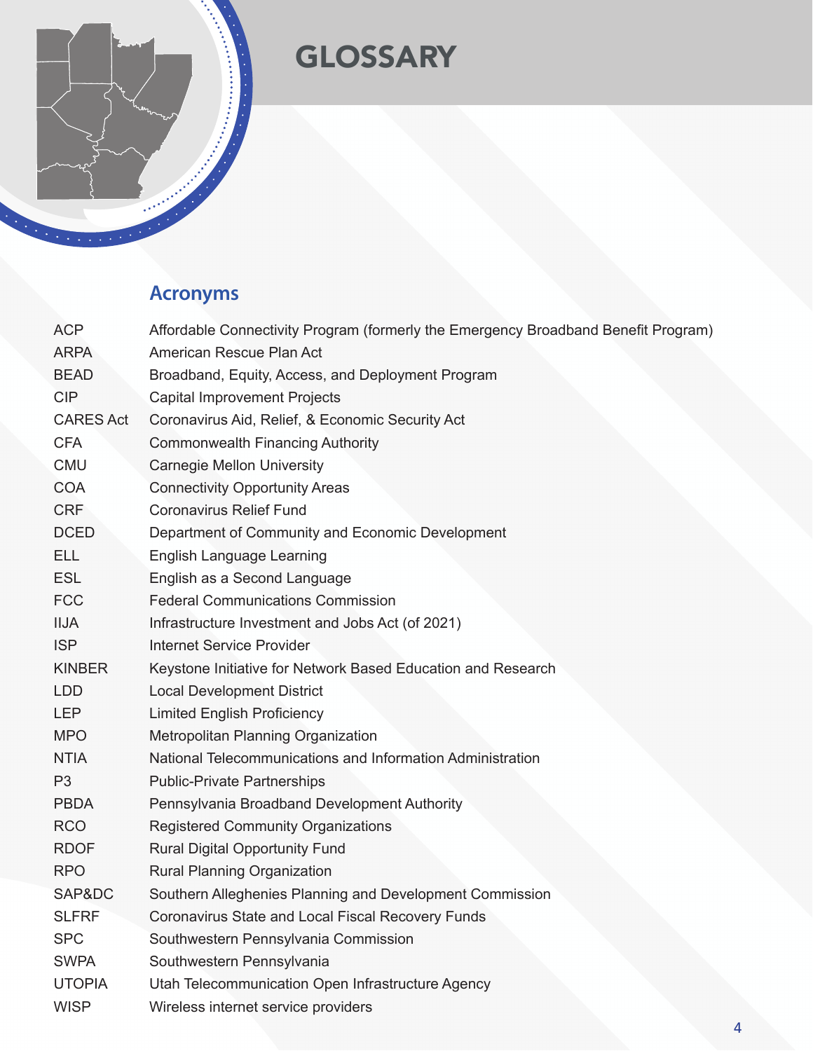# GLOSSARY

## Acronyms

| | |
|---|---|
| ACP | Affordable Connectivity Program (formerly the Emergency Broadband Benefit Program) |
| ARPA | American Rescue Plan Act |
| BEAD | Broadband, Equity, Access, and Deployment Program |
| CIP | Capital Improvement Projects |
| CARES Act | Coronavirus Aid, Relief, & Economic Security Act |
| CFA | Commonwealth Financing Authority |
| CMU | Carnegie Mellon University |
| COA | Connectivity Opportunity Areas |
| CRF | Coronavirus Relief Fund |
| DCED | Department of Community and Economic Development |
| ELL | English Language Learning |
| ESL | English as a Second Language |
| FCC | Federal Communications Commission |
| IIJA | Infrastructure Investment and Jobs Act (of 2021) |
| ISP | Internet Service Provider |
| KINBER | Keystone Initiative for Network Based Education and Research |
| LDD | Local Development District |
| LEP | Limited English Proficiency |
| MPO | Metropolitan Planning Organization |
| NTIA | National Telecommunications and Information Administration |
| P3 | Public-Private Partnerships |
| PBDA | Pennsylvania Broadband Development Authority |
| RCO | Registered Community Organizations |
| RDOF | Rural Digital Opportunity Fund |
| RPO | Rural Planning Organization |
| SAP&DC | Southern Alleghenies Planning and Development Commission |
| SLFRF | Coronavirus State and Local Fiscal Recovery Funds |
| SPC | Southwestern Pennsylvania Commission |
| SWPA | Southwestern Pennsylvania |
| UTOPIA | Utah Telecommunication Open Infrastructure Agency |
| WISP | Wireless internet service providers |